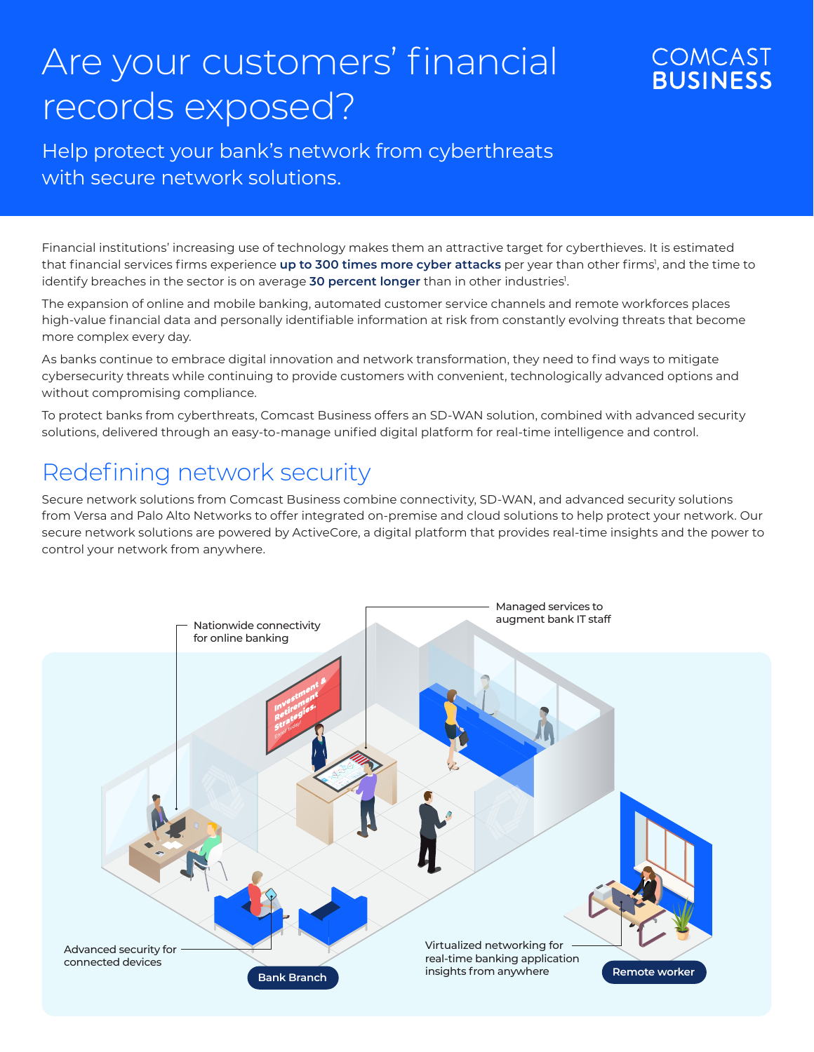# Are your customers' financial records exposed?

COMCAST BUSINESS

## Help protect your bank's network from cyberthreats with secure network solutions.

Financial institutions' increasing use of technology makes them an attractive target for cyberthieves. It is estimated that financial services firms experience **up to 300 times more cyber attacks** per year than other firms[1], and the time to identify breaches in the sector is on average **30 percent longer** than in other industries[1].

The expansion of online and mobile banking, automated customer service channels and remote workforces places high-value financial data and personally identifiable information at risk from constantly evolving threats that become more complex every day.

As banks continue to embrace digital innovation and network transformation, they need to find ways to mitigate cybersecurity threats while continuing to provide customers with convenient, technologically advanced options and without compromising compliance.

To protect banks from cyberthreats, Comcast Business offers an SD-WAN solution, combined with advanced security solutions, delivered through an easy-to-manage unified digital platform for real-time intelligence and control.

## Redefining network security

Secure network solutions from Comcast Business combine connectivity, SD-WAN, and advanced security solutions from Versa and Palo Alto Networks to offer integrated on-premise and cloud solutions to help protect your network. Our secure network solutions are powered by ActiveCore, a digital platform that provides real-time insights and the power to control your network from anywhere.

Nationwide connectivity for online banking

Managed services to augment bank IT staff

Advanced security for connected devices

Virtualized networking for real-time banking application insights from anywhere

Bank Branch

Remote worker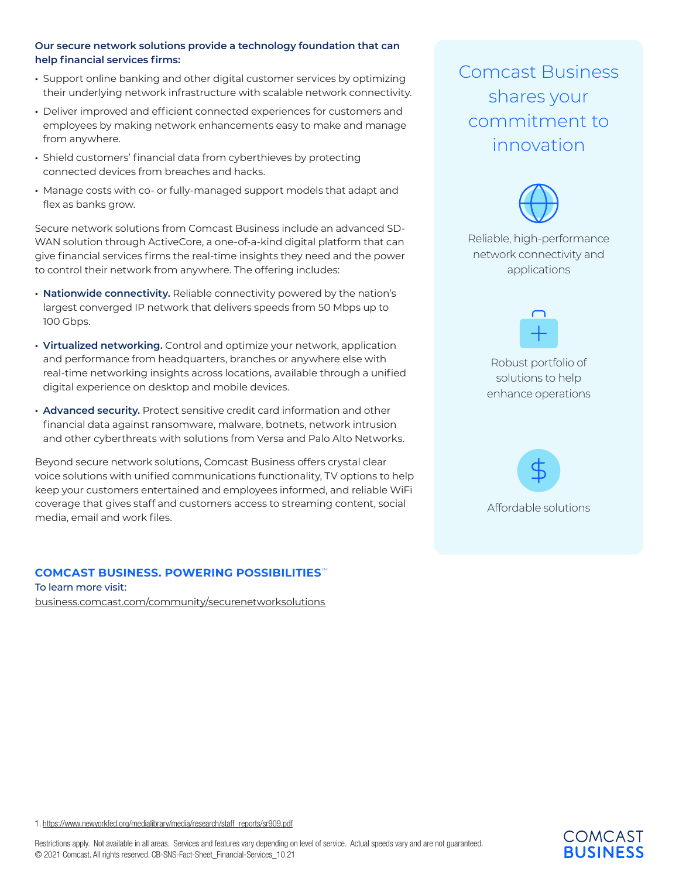**Our secure network solutions provide a technology foundation that can help financial services firms:**

- Support online banking and other digital customer services by optimizing their underlying network infrastructure with scalable network connectivity.
- Deliver improved and efficient connected experiences for customers and employees by making network enhancements easy to make and manage from anywhere.
- Shield customers' financial data from cyberthieves by protecting connected devices from breaches and hacks.
- Manage costs with co- or fully-managed support models that adapt and flex as banks grow.

Secure network solutions from Comcast Business include an advanced SD-WAN solution through ActiveCore, a one-of-a-kind digital platform that can give financial services firms the real-time insights they need and the power to control their network from anywhere. The offering includes:

- **Nationwide connectivity.** Reliable connectivity powered by the nation's largest converged IP network that delivers speeds from 50 Mbps up to 100 Gbps.
- **Virtualized networking.** Control and optimize your network, application and performance from headquarters, branches or anywhere else with real-time networking insights across locations, available through a unified digital experience on desktop and mobile devices.
- **Advanced security.** Protect sensitive credit card information and other financial data against ransomware, malware, botnets, network intrusion and other cyberthreats with solutions from Versa and Palo Alto Networks.

Beyond secure network solutions, Comcast Business offers crystal clear voice solutions with unified communications functionality, TV options to help keep your customers entertained and employees informed, and reliable WiFi coverage that gives staff and customers access to streaming content, social media, email and work files.

## Comcast Business shares your commitment to innovation

Reliable, high-performance network connectivity and applications

Robust portfolio of solutions to help enhance operations

Affordable solutions

**COMCAST BUSINESS. POWERING POSSIBILITIES™**

To learn more visit:
business.comcast.com/community/securenetworksolutions

1. https://www.newyorkfed.org/medialibrary/media/research/staff_reports/sr909.pdf

Restrictions apply. Not available in all areas. Services and features vary depending on level of service. Actual speeds vary and are not guaranteed.
© 2021 Comcast. All rights reserved. CB-SNS-Fact-Sheet_Financial-Services_10.21

COMCAST BUSINESS